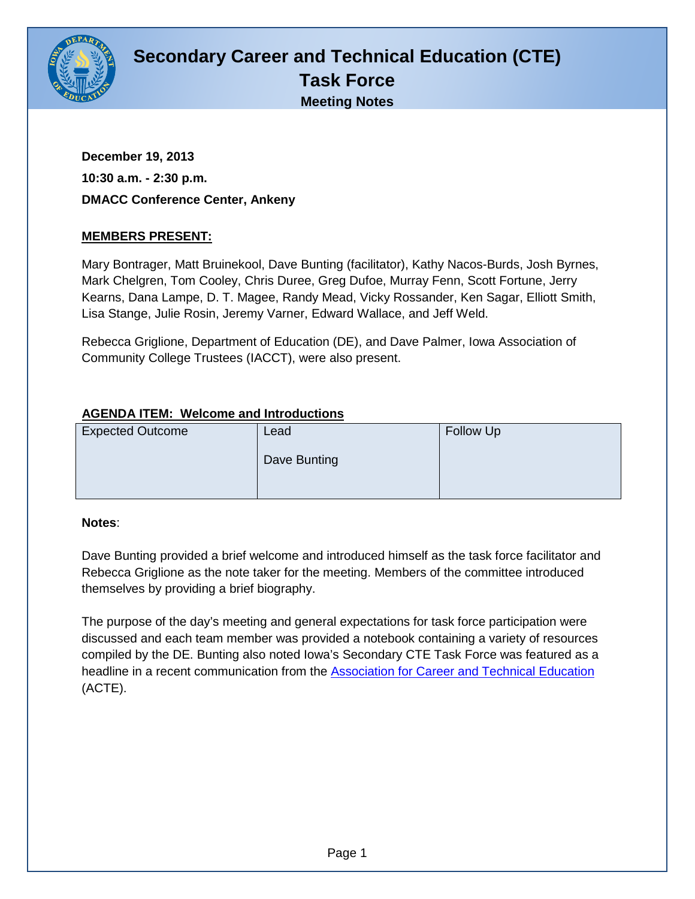# Secondary Career and Technical Education (CTE) Task Force

## Meeting Notes

**December 19, 2013**

**10:30 a.m. - 2:30 p.m.**

**DMACC Conference Center, Ankeny**

**MEMBERS PRESENT:**

Mary Bontrager, Matt Bruinekool, Dave Bunting (facilitator), Kathy Nacos-Burds, Josh Byrnes, Mark Chelgren, Tom Cooley, Chris Duree, Greg Dufoe, Murray Fenn, Scott Fortune, Jerry Kearns, Dana Lampe, D. T. Magee, Randy Mead, Vicky Rossander, Ken Sagar, Elliott Smith, Lisa Stange, Julie Rosin, Jeremy Varner, Edward Wallace, and Jeff Weld.

Rebecca Griglione, Department of Education (DE), and Dave Palmer, Iowa Association of Community College Trustees (IACCT), were also present.

**AGENDA ITEM: Welcome and Introductions**

| Expected Outcome | Lead | Follow Up |
|---|---|---|
| | Dave Bunting | |

**Notes**:

Dave Bunting provided a brief welcome and introduced himself as the task force facilitator and Rebecca Griglione as the note taker for the meeting. Members of the committee introduced themselves by providing a brief biography.

The purpose of the day's meeting and general expectations for task force participation were discussed and each team member was provided a notebook containing a variety of resources compiled by the DE. Bunting also noted Iowa's Secondary CTE Task Force was featured as a headline in a recent communication from the Association for Career and Technical Education (ACTE).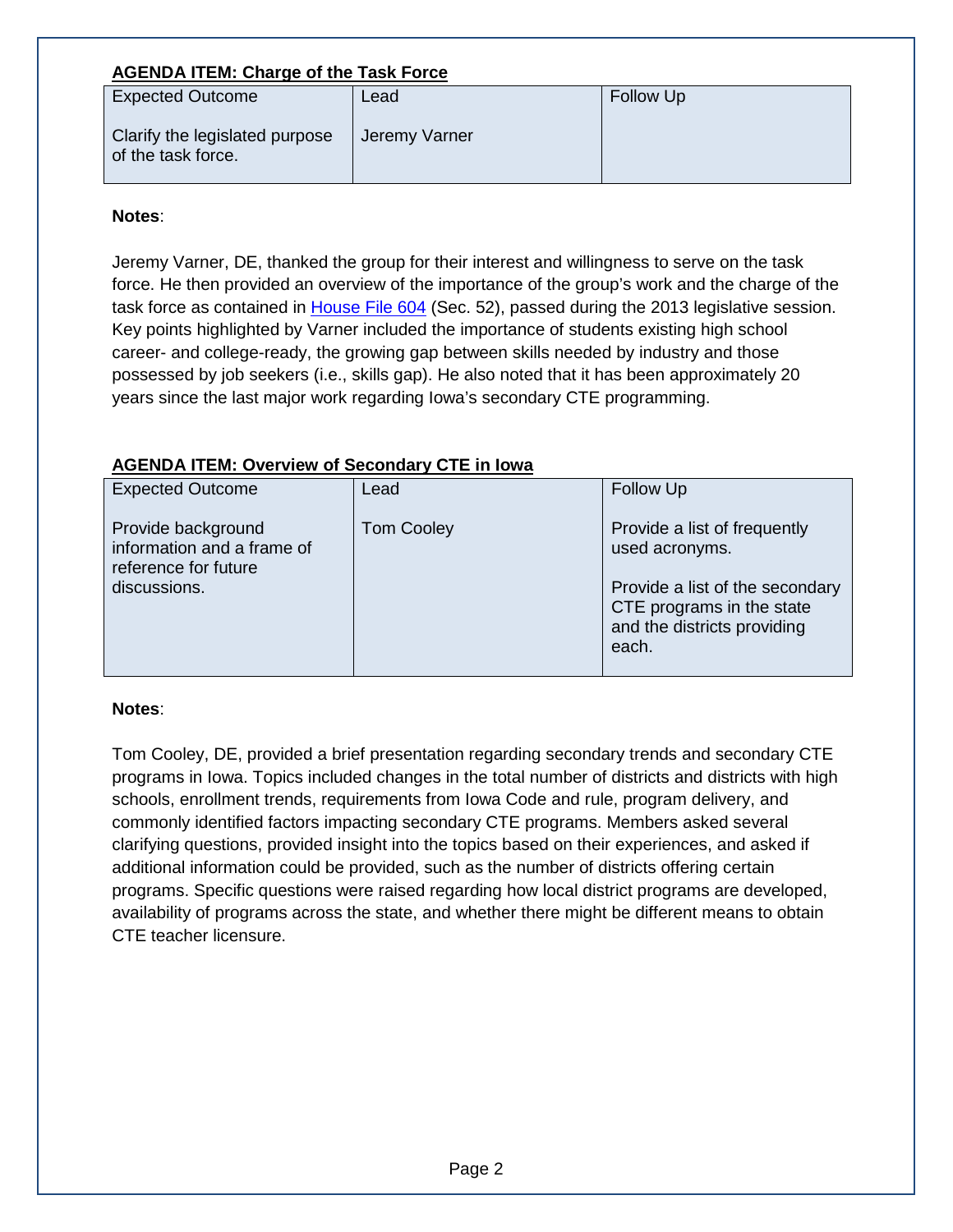**AGENDA ITEM: Charge of the Task Force**

| Expected Outcome | Lead | Follow Up |
|---|---|---|
| Clarify the legislated purpose of the task force. | Jeremy Varner | |

**Notes**:

Jeremy Varner, DE, thanked the group for their interest and willingness to serve on the task force. He then provided an overview of the importance of the group's work and the charge of the task force as contained in House File 604 (Sec. 52), passed during the 2013 legislative session. Key points highlighted by Varner included the importance of students existing high school career- and college-ready, the growing gap between skills needed by industry and those possessed by job seekers (i.e., skills gap). He also noted that it has been approximately 20 years since the last major work regarding Iowa's secondary CTE programming.

**AGENDA ITEM: Overview of Secondary CTE in Iowa**

| Expected Outcome | Lead | Follow Up |
|---|---|---|
| Provide background information and a frame of reference for future discussions. | Tom Cooley | Provide a list of frequently used acronyms.<br><br>Provide a list of the secondary CTE programs in the state and the districts providing each. |

**Notes**:

Tom Cooley, DE, provided a brief presentation regarding secondary trends and secondary CTE programs in Iowa. Topics included changes in the total number of districts and districts with high schools, enrollment trends, requirements from Iowa Code and rule, program delivery, and commonly identified factors impacting secondary CTE programs. Members asked several clarifying questions, provided insight into the topics based on their experiences, and asked if additional information could be provided, such as the number of districts offering certain programs. Specific questions were raised regarding how local district programs are developed, availability of programs across the state, and whether there might be different means to obtain CTE teacher licensure.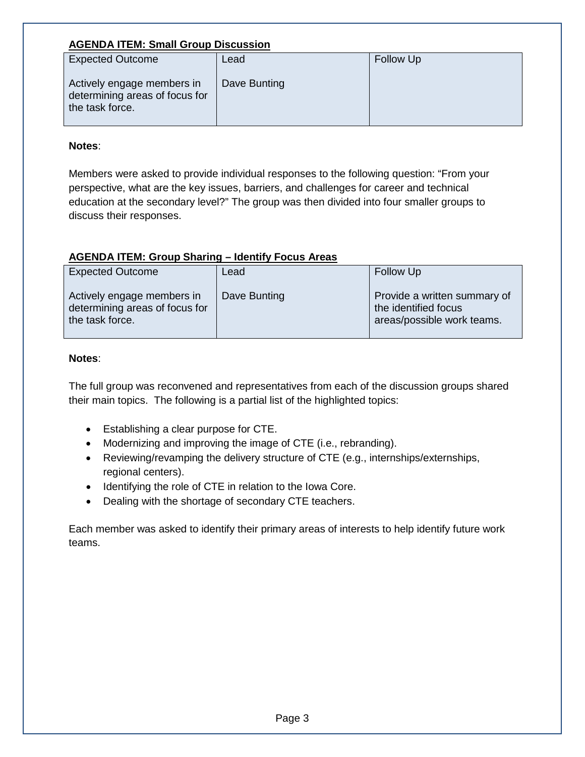**AGENDA ITEM: Small Group Discussion**

| Expected Outcome | Lead | Follow Up |
|---|---|---|
| Actively engage members in determining areas of focus for the task force. | Dave Bunting | |

**Notes**:

Members were asked to provide individual responses to the following question: "From your perspective, what are the key issues, barriers, and challenges for career and technical education at the secondary level?" The group was then divided into four smaller groups to discuss their responses.

**AGENDA ITEM: Group Sharing – Identify Focus Areas**

| Expected Outcome | Lead | Follow Up |
|---|---|---|
| Actively engage members in determining areas of focus for the task force. | Dave Bunting | Provide a written summary of the identified focus areas/possible work teams. |

**Notes**:

The full group was reconvened and representatives from each of the discussion groups shared their main topics. The following is a partial list of the highlighted topics:

- Establishing a clear purpose for CTE.
- Modernizing and improving the image of CTE (i.e., rebranding).
- Reviewing/revamping the delivery structure of CTE (e.g., internships/externships, regional centers).
- Identifying the role of CTE in relation to the Iowa Core.
- Dealing with the shortage of secondary CTE teachers.

Each member was asked to identify their primary areas of interests to help identify future work teams.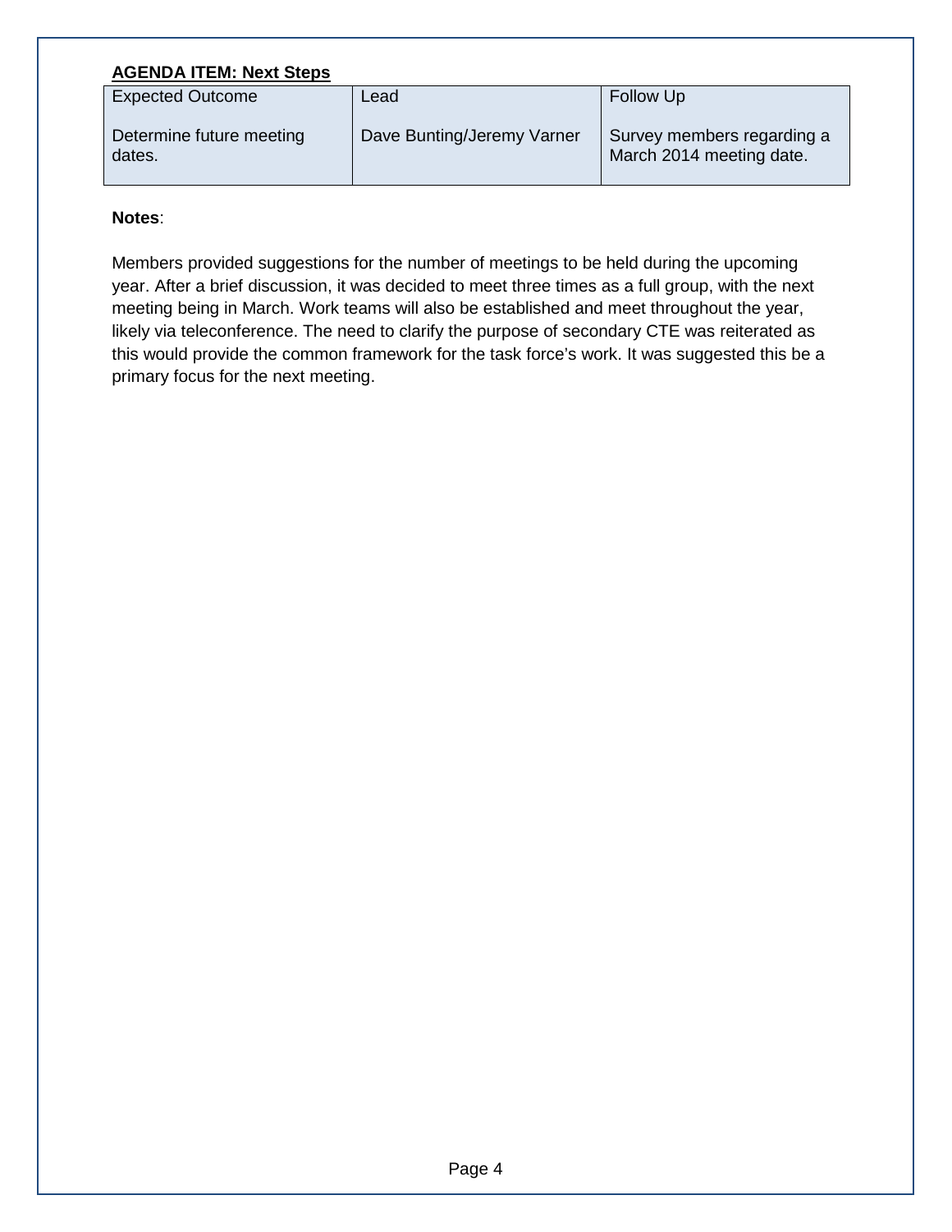**AGENDA ITEM: Next Steps**

| Expected Outcome | Lead | Follow Up |
|---|---|---|
| Determine future meeting dates. | Dave Bunting/Jeremy Varner | Survey members regarding a March 2014 meeting date. |

**Notes**:

Members provided suggestions for the number of meetings to be held during the upcoming year. After a brief discussion, it was decided to meet three times as a full group, with the next meeting being in March. Work teams will also be established and meet throughout the year, likely via teleconference. The need to clarify the purpose of secondary CTE was reiterated as this would provide the common framework for the task force's work. It was suggested this be a primary focus for the next meeting.